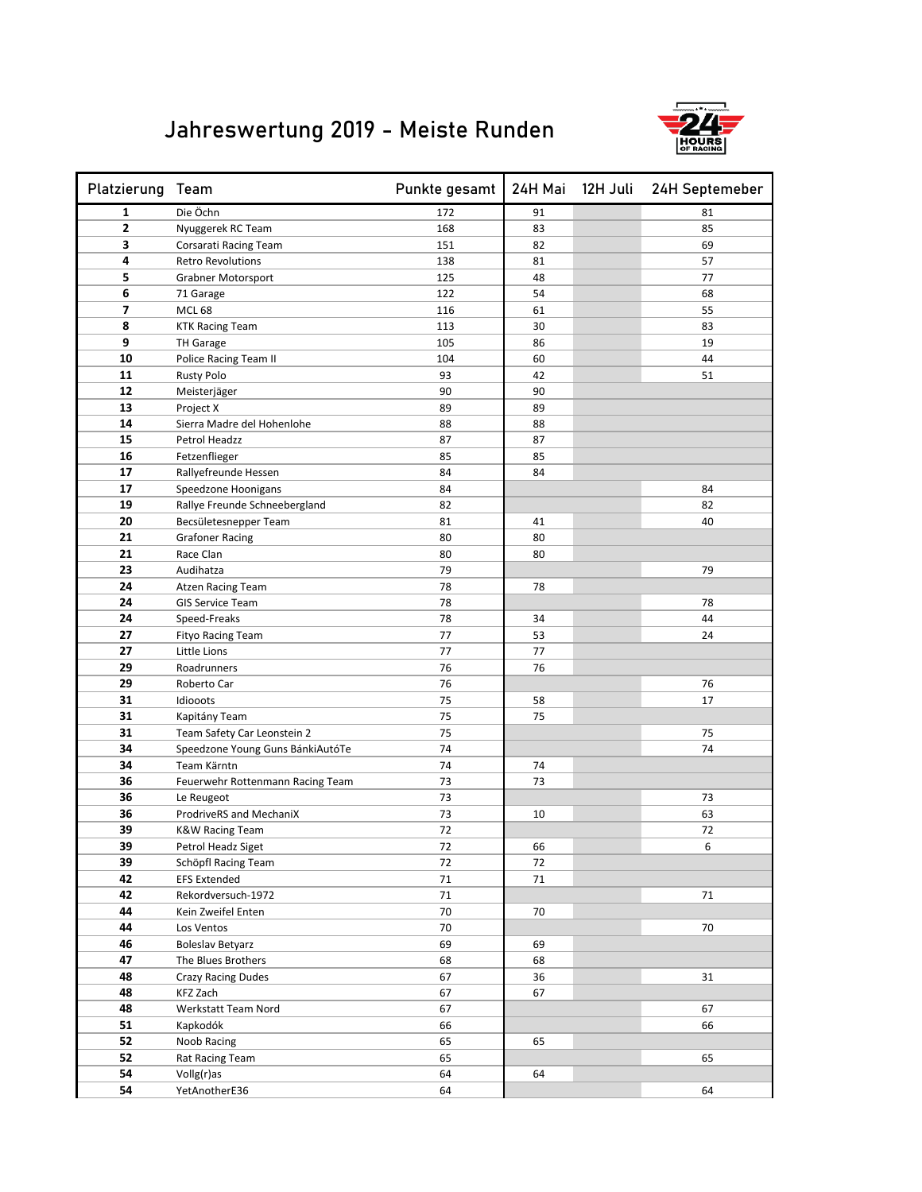# Jahreswertung 2019 - Meiste Runden

| Platzierung | Team | Punkte gesamt | 24H Mai | 12H Juli | 24H Septemeber |
|---|---|---|---|---|---|
| 1 | Die Öchn | 172 | 91 | | 81 |
| 2 | Nyuggerek RC Team | 168 | 83 | | 85 |
| 3 | Corsarati Racing Team | 151 | 82 | | 69 |
| 4 | Retro Revolutions | 138 | 81 | | 57 |
| 5 | Grabner Motorsport | 125 | 48 | | 77 |
| 6 | 71 Garage | 122 | 54 | | 68 |
| 7 | MCL 68 | 116 | 61 | | 55 |
| 8 | KTK Racing Team | 113 | 30 | | 83 |
| 9 | TH Garage | 105 | 86 | | 19 |
| 10 | Police Racing Team II | 104 | 60 | | 44 |
| 11 | Rusty Polo | 93 | 42 | | 51 |
| 12 | Meisterjäger | 90 | 90 | | |
| 13 | Project X | 89 | 89 | | |
| 14 | Sierra Madre del Hohenlohe | 88 | 88 | | |
| 15 | Petrol Headzz | 87 | 87 | | |
| 16 | Fetzenflieger | 85 | 85 | | |
| 17 | Rallyefreunde Hessen | 84 | 84 | | |
| 17 | Speedzone Hoonigans | 84 | | | 84 |
| 19 | Rallye Freunde Schneebergland | 82 | | | 82 |
| 20 | Becsületesnepper Team | 81 | 41 | | 40 |
| 21 | Grafoner Racing | 80 | 80 | | |
| 21 | Race Clan | 80 | 80 | | |
| 23 | Audihatza | 79 | | | 79 |
| 24 | Atzen Racing Team | 78 | 78 | | |
| 24 | GIS Service Team | 78 | | | 78 |
| 24 | Speed-Freaks | 78 | 34 | | 44 |
| 27 | Fityo Racing Team | 77 | 53 | | 24 |
| 27 | Little Lions | 77 | 77 | | |
| 29 | Roadrunners | 76 | 76 | | |
| 29 | Roberto Car | 76 | | | 76 |
| 31 | Idiooots | 75 | 58 | | 17 |
| 31 | Kapitány Team | 75 | 75 | | |
| 31 | Team Safety Car Leonstein 2 | 75 | | | 75 |
| 34 | Speedzone Young Guns BánkiAutóTe | 74 | | | 74 |
| 34 | Team Kärntn | 74 | 74 | | |
| 36 | Feuerwehr Rottenmann Racing Team | 73 | 73 | | |
| 36 | Le Reugeot | 73 | | | 73 |
| 36 | ProdriveRS and MechaniX | 73 | 10 | | 63 |
| 39 | K&W Racing Team | 72 | | | 72 |
| 39 | Petrol Headz Siget | 72 | 66 | | 6 |
| 39 | Schöpfl Racing Team | 72 | 72 | | |
| 42 | EFS Extended | 71 | 71 | | |
| 42 | Rekordversuch-1972 | 71 | | | 71 |
| 44 | Kein Zweifel Enten | 70 | 70 | | |
| 44 | Los Ventos | 70 | | | 70 |
| 46 | Boleslav Betyarz | 69 | 69 | | |
| 47 | The Blues Brothers | 68 | 68 | | |
| 48 | Crazy Racing Dudes | 67 | 36 | | 31 |
| 48 | KFZ Zach | 67 | 67 | | |
| 48 | Werkstatt Team Nord | 67 | | | 67 |
| 51 | Kapkodók | 66 | | | 66 |
| 52 | Noob Racing | 65 | 65 | | |
| 52 | Rat Racing Team | 65 | | | 65 |
| 54 | Vollg(r)as | 64 | 64 | | |
| 54 | YetAnotherE36 | 64 | | | 64 |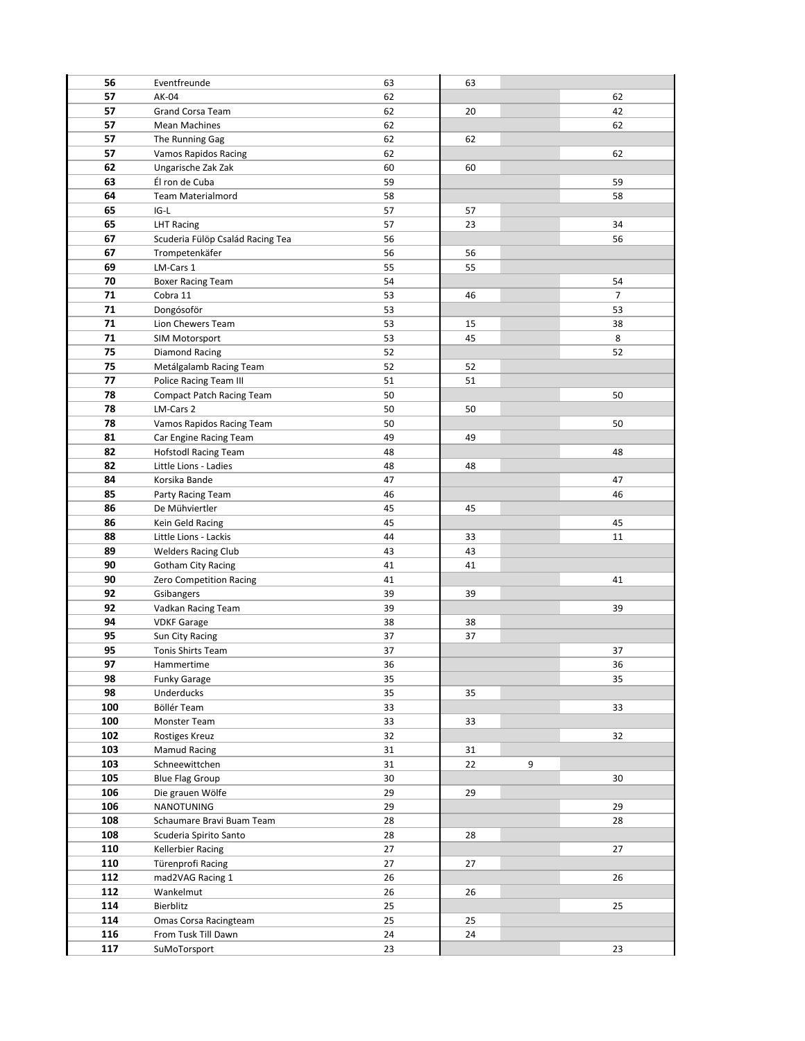| | | | | | |
|---|---|---|---|---|---|
| 56 | Eventfreunde | 63 | 63 | | |
| 57 | AK-04 | 62 | | | 62 |
| 57 | Grand Corsa Team | 62 | 20 | | 42 |
| 57 | Mean Machines | 62 | | | 62 |
| 57 | The Running Gag | 62 | 62 | | |
| 57 | Vamos Rapidos Racing | 62 | | | 62 |
| 62 | Ungarische Zak Zak | 60 | 60 | | |
| 63 | Él ron de Cuba | 59 | | | 59 |
| 64 | Team Materialmord | 58 | | | 58 |
| 65 | IG-L | 57 | 57 | | |
| 65 | LHT Racing | 57 | 23 | | 34 |
| 67 | Scuderia Fülöp Család Racing Tea | 56 | | | 56 |
| 67 | Trompetenkäfer | 56 | 56 | | |
| 69 | LM-Cars 1 | 55 | 55 | | |
| 70 | Boxer Racing Team | 54 | | | 54 |
| 71 | Cobra 11 | 53 | 46 | | 7 |
| 71 | Dongósoför | 53 | | | 53 |
| 71 | Lion Chewers Team | 53 | 15 | | 38 |
| 71 | SIM Motorsport | 53 | 45 | | 8 |
| 75 | Diamond Racing | 52 | | | 52 |
| 75 | Metálgalamb Racing Team | 52 | 52 | | |
| 77 | Police Racing Team III | 51 | 51 | | |
| 78 | Compact Patch Racing Team | 50 | | | 50 |
| 78 | LM-Cars 2 | 50 | 50 | | |
| 78 | Vamos Rapidos Racing Team | 50 | | | 50 |
| 81 | Car Engine Racing Team | 49 | 49 | | |
| 82 | Hofstodl Racing Team | 48 | | | 48 |
| 82 | Little Lions - Ladies | 48 | 48 | | |
| 84 | Korsika Bande | 47 | | | 47 |
| 85 | Party Racing Team | 46 | | | 46 |
| 86 | De Mühviertler | 45 | 45 | | |
| 86 | Kein Geld Racing | 45 | | | 45 |
| 88 | Little Lions - Lackis | 44 | 33 | | 11 |
| 89 | Welders Racing Club | 43 | 43 | | |
| 90 | Gotham City Racing | 41 | 41 | | |
| 90 | Zero Competition Racing | 41 | | | 41 |
| 92 | Gsibangers | 39 | 39 | | |
| 92 | Vadkan Racing Team | 39 | | | 39 |
| 94 | VDKF Garage | 38 | 38 | | |
| 95 | Sun City Racing | 37 | 37 | | |
| 95 | Tonis Shirts Team | 37 | | | 37 |
| 97 | Hammertime | 36 | | | 36 |
| 98 | Funky Garage | 35 | | | 35 |
| 98 | Underducks | 35 | 35 | | |
| 100 | Böllér Team | 33 | | | 33 |
| 100 | Monster Team | 33 | 33 | | |
| 102 | Rostiges Kreuz | 32 | | | 32 |
| 103 | Mamud Racing | 31 | 31 | | |
| 103 | Schneewittchen | 31 | 22 | 9 | |
| 105 | Blue Flag Group | 30 | | | 30 |
| 106 | Die grauen Wölfe | 29 | 29 | | |
| 106 | NANOTUNING | 29 | | | 29 |
| 108 | Schaumare Bravi Buam Team | 28 | | | 28 |
| 108 | Scuderia Spirito Santo | 28 | 28 | | |
| 110 | Kellerbier Racing | 27 | | | 27 |
| 110 | Türenprofi Racing | 27 | 27 | | |
| 112 | mad2VAG Racing 1 | 26 | | | 26 |
| 112 | Wankelmut | 26 | 26 | | |
| 114 | Bierblitz | 25 | | | 25 |
| 114 | Omas Corsa Racingteam | 25 | 25 | | |
| 116 | From Tusk Till Dawn | 24 | 24 | | |
| 117 | SuMoTorsport | 23 | | | 23 |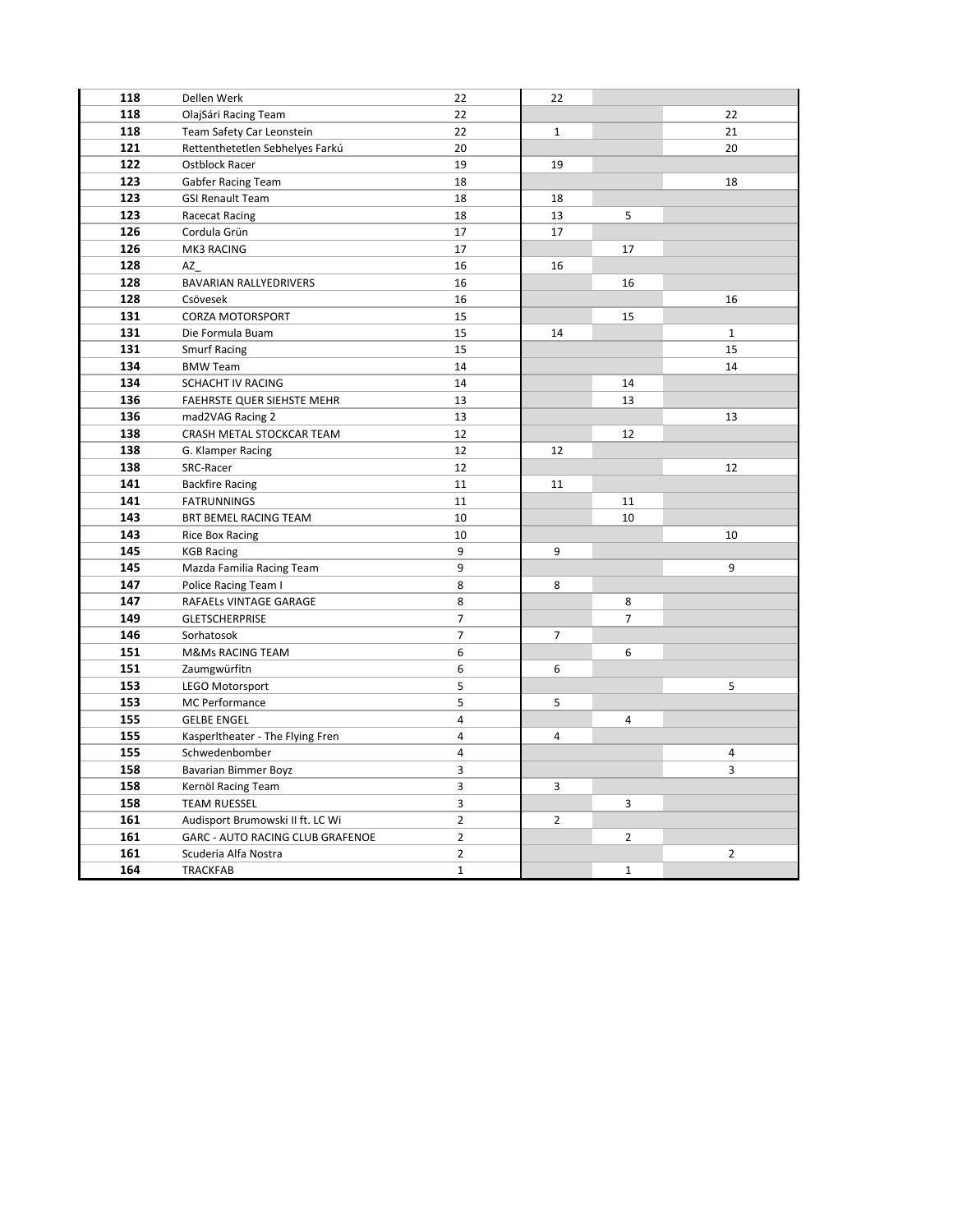| | | | | | |
|---|---|---|---|---|---|
| **118** | Dellen Werk | 22 | 22 | | |
| **118** | OlajSári Racing Team | 22 | | | 22 |
| **118** | Team Safety Car Leonstein | 22 | 1 | | 21 |
| **121** | Rettenthetetlen Sebhelyes Farkú | 20 | | | 20 |
| **122** | Ostblock Racer | 19 | 19 | | |
| **123** | Gabfer Racing Team | 18 | | | 18 |
| **123** | GSI Renault Team | 18 | 18 | | |
| **123** | Racecat Racing | 18 | 13 | 5 | |
| **126** | Cordula Grün | 17 | 17 | | |
| **126** | MK3 RACING | 17 | | 17 | |
| **128** | AZ_ | 16 | 16 | | |
| **128** | BAVARIAN RALLYEDRIVERS | 16 | | 16 | |
| **128** | Csövesek | 16 | | | 16 |
| **131** | CORZA MOTORSPORT | 15 | | 15 | |
| **131** | Die Formula Buam | 15 | 14 | | 1 |
| **131** | Smurf Racing | 15 | | | 15 |
| **134** | BMW Team | 14 | | | 14 |
| **134** | SCHACHT IV RACING | 14 | | 14 | |
| **136** | FAEHRSTE QUER SIEHSTE MEHR | 13 | | 13 | |
| **136** | mad2VAG Racing 2 | 13 | | | 13 |
| **138** | CRASH METAL STOCKCAR TEAM | 12 | | 12 | |
| **138** | G. Klamper Racing | 12 | 12 | | |
| **138** | SRC-Racer | 12 | | | 12 |
| **141** | Backfire Racing | 11 | 11 | | |
| **141** | FATRUNNINGS | 11 | | 11 | |
| **143** | BRT BEMEL RACING TEAM | 10 | | 10 | |
| **143** | Rice Box Racing | 10 | | | 10 |
| **145** | KGB Racing | 9 | 9 | | |
| **145** | Mazda Familia Racing Team | 9 | | | 9 |
| **147** | Police Racing Team I | 8 | 8 | | |
| **147** | RAFAELs VINTAGE GARAGE | 8 | | 8 | |
| **149** | GLETSCHERPRISE | 7 | | 7 | |
| **146** | Sorhatosok | 7 | 7 | | |
| **151** | M&Ms RACING TEAM | 6 | | 6 | |
| **151** | Zaumgwürfitn | 6 | 6 | | |
| **153** | LEGO Motorsport | 5 | | | 5 |
| **153** | MC Performance | 5 | 5 | | |
| **155** | GELBE ENGEL | 4 | | 4 | |
| **155** | Kasperltheater - The Flying Fren | 4 | 4 | | |
| **155** | Schwedenbomber | 4 | | | 4 |
| **158** | Bavarian Bimmer Boyz | 3 | | | 3 |
| **158** | Kernöl Racing Team | 3 | 3 | | |
| **158** | TEAM RUESSEL | 3 | | 3 | |
| **161** | Audisport Brumowski II ft. LC Wi | 2 | 2 | | |
| **161** | GARC - AUTO RACING CLUB GRAFENOE | 2 | | 2 | |
| **161** | Scuderia Alfa Nostra | 2 | | | 2 |
| **164** | TRACKFAB | 1 | | 1 | |